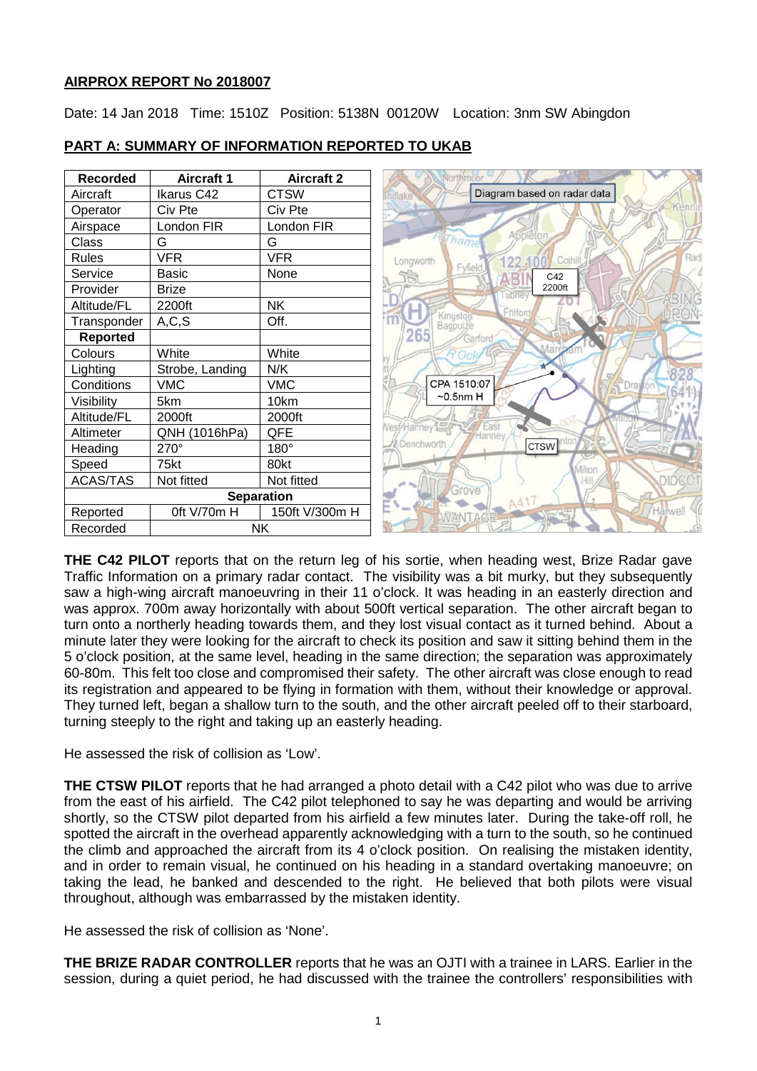**AIRPROX REPORT No 2018007**

Date: 14 Jan 2018 Time: 1510Z Position: 5138N 00120W Location: 3nm SW Abingdon

**PART A: SUMMARY OF INFORMATION REPORTED TO UKAB**

| Recorded | Aircraft 1 | Aircraft 2 |
|---|---|---|
| Aircraft | Ikarus C42 | CTSW |
| Operator | Civ Pte | Civ Pte |
| Airspace | London FIR | London FIR |
| Class | G | G |
| Rules | VFR | VFR |
| Service | Basic | None |
| Provider | Brize | |
| Altitude/FL | 2200ft | NK |
| Transponder | A,C,S | Off. |
| **Reported** | | |
| Colours | White | White |
| Lighting | Strobe, Landing | N/K |
| Conditions | VMC | VMC |
| Visibility | 5km | 10km |
| Altitude/FL | 2000ft | 2000ft |
| Altimeter | QNH (1016hPa) | QFE |
| Heading | 270° | 180° |
| Speed | 75kt | 80kt |
| ACAS/TAS | Not fitted | Not fitted |
| **Separation** | | |
| Reported | 0ft V/70m H | 150ft V/300m H |
| Recorded | NK | |

Diagram based on radar data

**THE C42 PILOT** reports that on the return leg of his sortie, when heading west, Brize Radar gave Traffic Information on a primary radar contact. The visibility was a bit murky, but they subsequently saw a high-wing aircraft manoeuvring in their 11 o'clock. It was heading in an easterly direction and was approx. 700m away horizontally with about 500ft vertical separation. The other aircraft began to turn onto a northerly heading towards them, and they lost visual contact as it turned behind. About a minute later they were looking for the aircraft to check its position and saw it sitting behind them in the 5 o'clock position, at the same level, heading in the same direction; the separation was approximately 60-80m. This felt too close and compromised their safety. The other aircraft was close enough to read its registration and appeared to be flying in formation with them, without their knowledge or approval. They turned left, began a shallow turn to the south, and the other aircraft peeled off to their starboard, turning steeply to the right and taking up an easterly heading.

He assessed the risk of collision as 'Low'.

**THE CTSW PILOT** reports that he had arranged a photo detail with a C42 pilot who was due to arrive from the east of his airfield. The C42 pilot telephoned to say he was departing and would be arriving shortly, so the CTSW pilot departed from his airfield a few minutes later. During the take-off roll, he spotted the aircraft in the overhead apparently acknowledging with a turn to the south, so he continued the climb and approached the aircraft from its 4 o'clock position. On realising the mistaken identity, and in order to remain visual, he continued on his heading in a standard overtaking manoeuvre; on taking the lead, he banked and descended to the right. He believed that both pilots were visual throughout, although was embarrassed by the mistaken identity.

He assessed the risk of collision as 'None'.

**THE BRIZE RADAR CONTROLLER** reports that he was an OJTI with a trainee in LARS. Earlier in the session, during a quiet period, he had discussed with the trainee the controllers' responsibilities with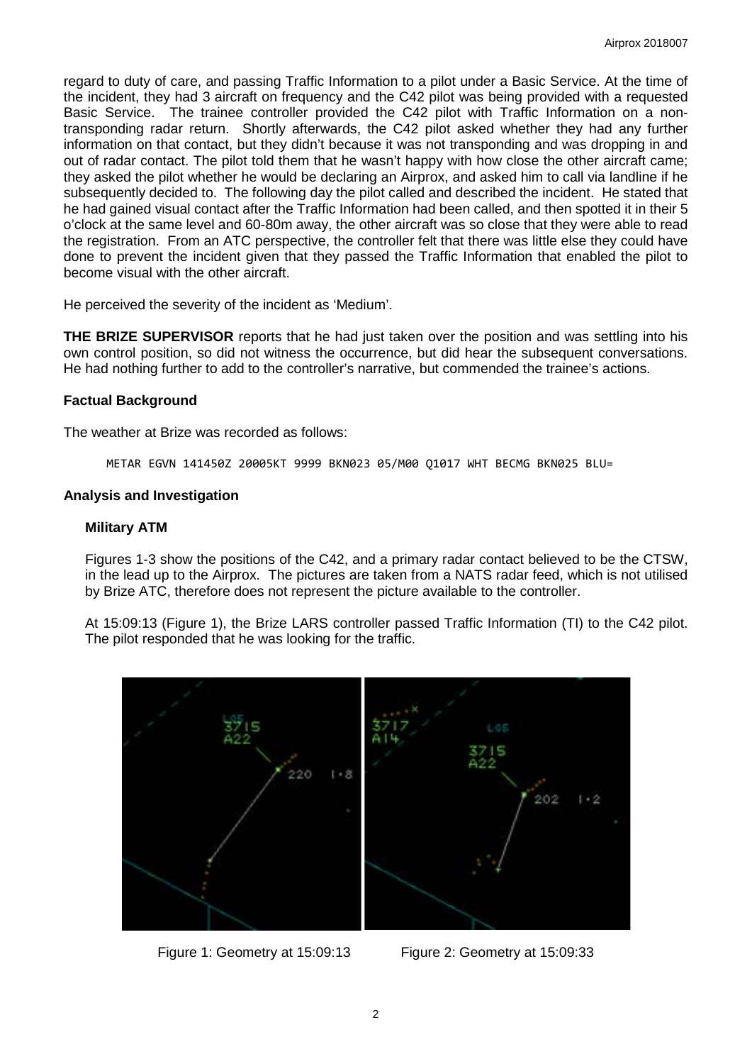regard to duty of care, and passing Traffic Information to a pilot under a Basic Service. At the time of the incident, they had 3 aircraft on frequency and the C42 pilot was being provided with a requested Basic Service. The trainee controller provided the C42 pilot with Traffic Information on a non-transponding radar return. Shortly afterwards, the C42 pilot asked whether they had any further information on that contact, but they didn't because it was not transponding and was dropping in and out of radar contact. The pilot told them that he wasn't happy with how close the other aircraft came; they asked the pilot whether he would be declaring an Airprox, and asked him to call via landline if he subsequently decided to. The following day the pilot called and described the incident. He stated that he had gained visual contact after the Traffic Information had been called, and then spotted it in their 5 o'clock at the same level and 60-80m away, the other aircraft was so close that they were able to read the registration. From an ATC perspective, the controller felt that there was little else they could have done to prevent the incident given that they passed the Traffic Information that enabled the pilot to become visual with the other aircraft.

He perceived the severity of the incident as 'Medium'.

**THE BRIZE SUPERVISOR** reports that he had just taken over the position and was settling into his own control position, so did not witness the occurrence, but did hear the subsequent conversations. He had nothing further to add to the controller's narrative, but commended the trainee's actions.

## Factual Background

The weather at Brize was recorded as follows:

```
METAR EGVN 141450Z 20005KT 9999 BKN023 05/M00 Q1017 WHT BECMG BKN025 BLU=
```

## Analysis and Investigation

### Military ATM

Figures 1-3 show the positions of the C42, and a primary radar contact believed to be the CTSW, in the lead up to the Airprox. The pictures are taken from a NATS radar feed, which is not utilised by Brize ATC, therefore does not represent the picture available to the controller.

At 15:09:13 (Figure 1), the Brize LARS controller passed Traffic Information (TI) to the C42 pilot. The pilot responded that he was looking for the traffic.

Figure 1: Geometry at 15:09:13

Figure 2: Geometry at 15:09:33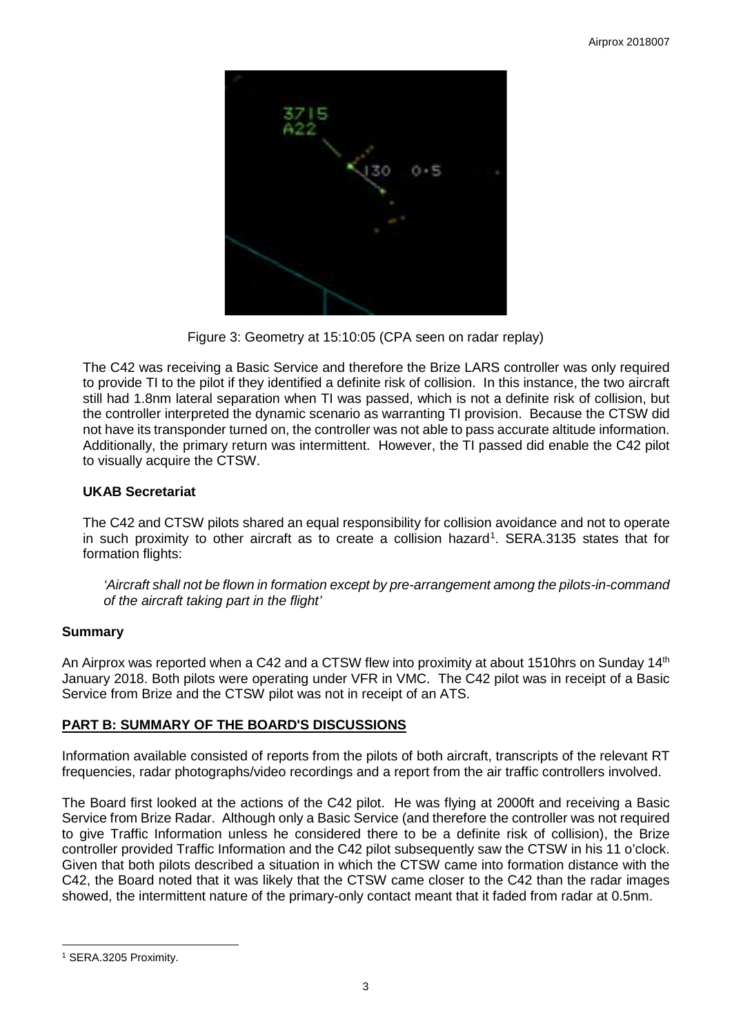Figure 3: Geometry at 15:10:05 (CPA seen on radar replay)

The C42 was receiving a Basic Service and therefore the Brize LARS controller was only required to provide TI to the pilot if they identified a definite risk of collision. In this instance, the two aircraft still had 1.8nm lateral separation when TI was passed, which is not a definite risk of collision, but the controller interpreted the dynamic scenario as warranting TI provision. Because the CTSW did not have its transponder turned on, the controller was not able to pass accurate altitude information. Additionally, the primary return was intermittent. However, the TI passed did enable the C42 pilot to visually acquire the CTSW.

### UKAB Secretariat

The C42 and CTSW pilots shared an equal responsibility for collision avoidance and not to operate in such proximity to other aircraft as to create a collision hazard[1]. SERA.3135 states that for formation flights:

> *'Aircraft shall not be flown in formation except by pre-arrangement among the pilots-in-command of the aircraft taking part in the flight'*

### Summary

An Airprox was reported when a C42 and a CTSW flew into proximity at about 1510hrs on Sunday 14th January 2018. Both pilots were operating under VFR in VMC. The C42 pilot was in receipt of a Basic Service from Brize and the CTSW pilot was not in receipt of an ATS.

## PART B: SUMMARY OF THE BOARD'S DISCUSSIONS

Information available consisted of reports from the pilots of both aircraft, transcripts of the relevant RT frequencies, radar photographs/video recordings and a report from the air traffic controllers involved.

The Board first looked at the actions of the C42 pilot. He was flying at 2000ft and receiving a Basic Service from Brize Radar. Although only a Basic Service (and therefore the controller was not required to give Traffic Information unless he considered there to be a definite risk of collision), the Brize controller provided Traffic Information and the C42 pilot subsequently saw the CTSW in his 11 o'clock. Given that both pilots described a situation in which the CTSW came into formation distance with the C42, the Board noted that it was likely that the CTSW came closer to the C42 than the radar images showed, the intermittent nature of the primary-only contact meant that it faded from radar at 0.5nm.

---

[1] SERA.3205 Proximity.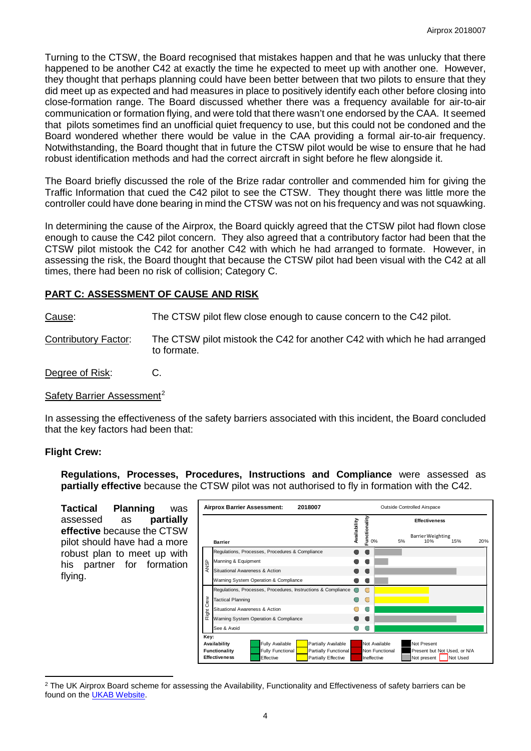Turning to the CTSW, the Board recognised that mistakes happen and that he was unlucky that there happened to be another C42 at exactly the time he expected to meet up with another one. However, they thought that perhaps planning could have been better between that two pilots to ensure that they did meet up as expected and had measures in place to positively identify each other before closing into close-formation range. The Board discussed whether there was a frequency available for air-to-air communication or formation flying, and were told that there wasn't one endorsed by the CAA. It seemed that pilots sometimes find an unofficial quiet frequency to use, but this could not be condoned and the Board wondered whether there would be value in the CAA providing a formal air-to-air frequency. Notwithstanding, the Board thought that in future the CTSW pilot would be wise to ensure that he had robust identification methods and had the correct aircraft in sight before he flew alongside it.

The Board briefly discussed the role of the Brize radar controller and commended him for giving the Traffic Information that cued the C42 pilot to see the CTSW. They thought there was little more the controller could have done bearing in mind the CTSW was not on his frequency and was not squawking.

In determining the cause of the Airprox, the Board quickly agreed that the CTSW pilot had flown close enough to cause the C42 pilot concern. They also agreed that a contributory factor had been that the CTSW pilot mistook the C42 for another C42 with which he had arranged to formate. However, in assessing the risk, the Board thought that because the CTSW pilot had been visual with the C42 at all times, there had been no risk of collision; Category C.

## PART C: ASSESSMENT OF CAUSE AND RISK

Cause: The CTSW pilot flew close enough to cause concern to the C42 pilot.

Contributory Factor: The CTSW pilot mistook the C42 for another C42 with which he had arranged to formate.

Degree of Risk: C.

Safety Barrier Assessment[2]

In assessing the effectiveness of the safety barriers associated with this incident, the Board concluded that the key factors had been that:

**Flight Crew:**

**Regulations, Processes, Procedures, Instructions and Compliance** were assessed as **partially effective** because the CTSW pilot was not authorised to fly in formation with the C42.

**Tactical Planning** was assessed as **partially effective** because the CTSW pilot should have had a more robust plan to meet up with his partner for formation flying.

Airprox Barrier Assessment: 2018007
Outside Controlled Airspace

Barrier
Availability
Functionality
Effectiveness
Barrier Weighting
0%
5%
10%
15%
20%

ANSP
Regulations, Processes, Procedures & Compliance
Manning & Equipment
Situational Awareness & Action
Warning System Operation & Compliance

Flight Crew
Regulations, Processes, Procedures, Instructions & Compliance
Tactical Planning
Situational Awareness & Action
Warning System Operation & Compliance
See & Avoid

Key:
Availability: Fully Available, Partially Available, Not Available, Not Present
Functionality: Fully Functional, Partially Functional, Non Functional, Present but Not Used, or N/A
Effectiveness: Effective, Partially Effective, Ineffective, Not present, Not Used

[2] The UK Airprox Board scheme for assessing the Availability, Functionality and Effectiveness of safety barriers can be found on the UKAB Website.